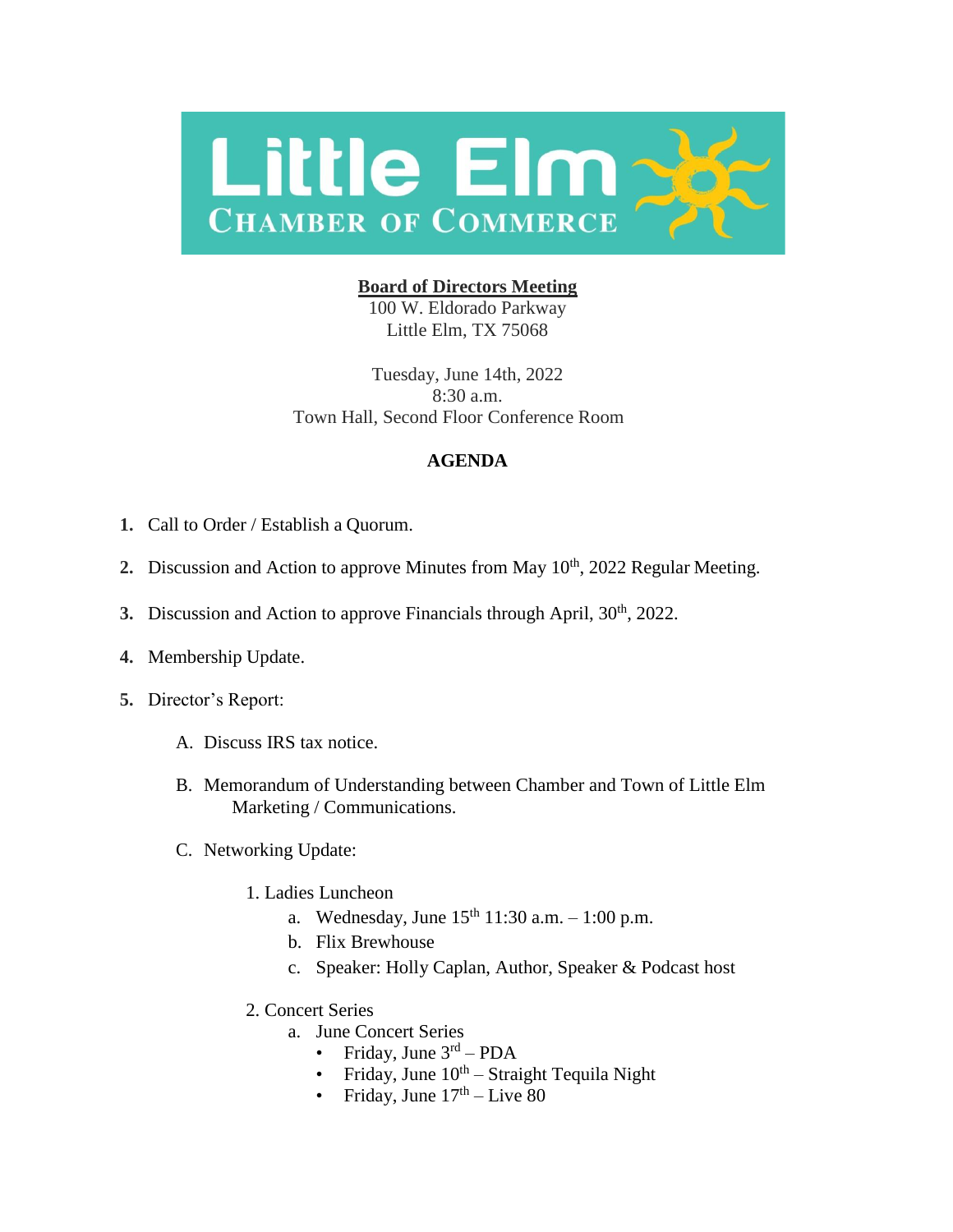# Little Elm Chamber of Commerce

**Board of Directors Meeting**
100 W. Eldorado Parkway
Little Elm, TX 75068

Tuesday, June 14th, 2022
8:30 a.m.
Town Hall, Second Floor Conference Room

## AGENDA

1. Call to Order / Establish a Quorum.
2. Discussion and Action to approve Minutes from May 10th, 2022 Regular Meeting.
3. Discussion and Action to approve Financials through April, 30th, 2022.
4. Membership Update.
5. Director's Report:
   - A. Discuss IRS tax notice.
   - B. Memorandum of Understanding between Chamber and Town of Little Elm Marketing / Communications.
   - C. Networking Update:
     1. Ladies Luncheon
        - a. Wednesday, June 15th 11:30 a.m. – 1:00 p.m.
        - b. Flix Brewhouse
        - c. Speaker: Holly Caplan, Author, Speaker & Podcast host
     2. Concert Series
        - a. June Concert Series
          - Friday, June 3rd – PDA
          - Friday, June 10th – Straight Tequila Night
          - Friday, June 17th – Live 80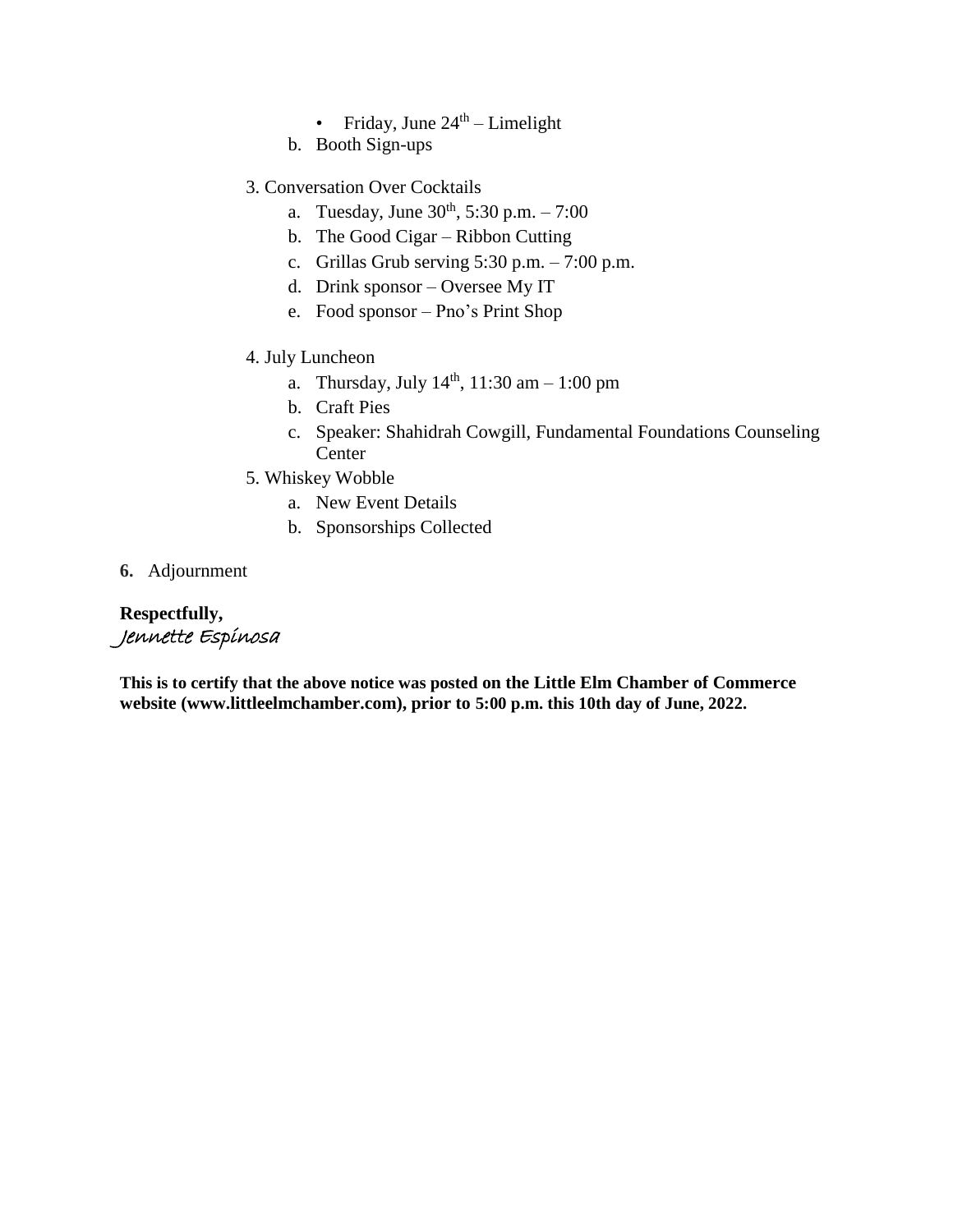- Friday, June 24th – Limelight

b. Booth Sign-ups

3. Conversation Over Cocktails
    a. Tuesday, June 30th, 5:30 p.m. – 7:00
    b. The Good Cigar – Ribbon Cutting
    c. Grillas Grub serving 5:30 p.m. – 7:00 p.m.
    d. Drink sponsor – Oversee My IT
    e. Food sponsor – Pno's Print Shop

4. July Luncheon
    a. Thursday, July 14th, 11:30 am – 1:00 pm
    b. Craft Pies
    c. Speaker: Shahidrah Cowgill, Fundamental Foundations Counseling Center

5. Whiskey Wobble
    a. New Event Details
    b. Sponsorships Collected

**6.** Adjournment

**Respectfully,**
*Jennette Espinosa*

**This is to certify that the above notice was posted on the Little Elm Chamber of Commerce website (www.littleelmchamber.com), prior to 5:00 p.m. this 10th day of June, 2022.**